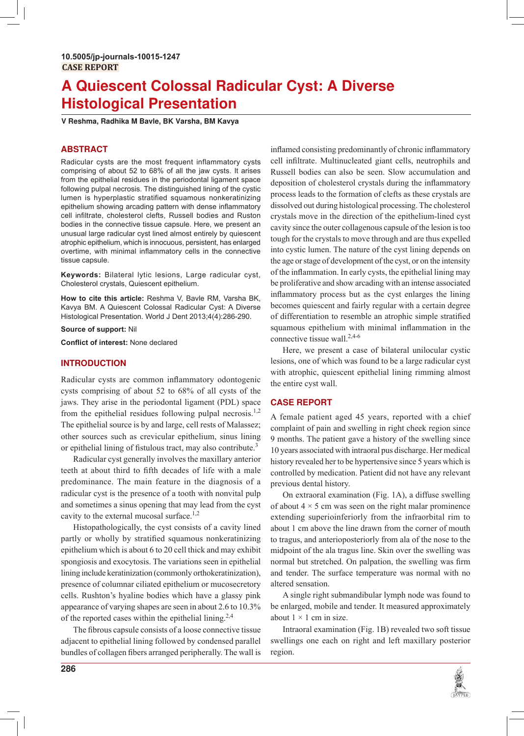10.5005/jp-journals-10015-1247

CASE REPORT

# A Quiescent Colossal Radicular Cyst: A Diverse Histological Presentation

**V Reshma, Radhika M Bavle, BK Varsha, BM Kavya**

## ABSTRACT

Radicular cysts are the most frequent inflammatory cysts comprising of about 52 to 68% of all the jaw cysts. It arises from the epithelial residues in the periodontal ligament space following pulpal necrosis. The distinguished lining of the cystic lumen is hyperplastic stratified squamous nonkeratinizing epithelium showing arcading pattern with dense inflammatory cell infiltrate, cholesterol clefts, Russell bodies and Ruston bodies in the connective tissue capsule. Here, we present an unusual large radicular cyst lined almost entirely by quiescent atrophic epithelium, which is innocuous, persistent, has enlarged overtime, with minimal inflammatory cells in the connective tissue capsule.

**Keywords:** Bilateral lytic lesions, Large radicular cyst, Cholesterol crystals, Quiescent epithelium.

**How to cite this article:** Reshma V, Bavle RM, Varsha BK, Kavya BM. A Quiescent Colossal Radicular Cyst: A Diverse Histological Presentation. World J Dent 2013;4(4):286-290.

**Source of support:** Nil

**Conflict of interest:** None declared

## INTRODUCTION

Radicular cysts are common inflammatory odontogenic cysts comprising of about 52 to 68% of all cysts of the jaws. They arise from the epithelial residues in the periodontal ligament (PDL) space from the epithelial residues following pulpal necrosis.[1,2] The epithelial source is by and large, cell rests of Malassez; other sources such as crevicular epithelium, sinus lining or epithelial lining of fistulous tract, may also contribute.[3]

Radicular cyst generally involves the maxillary anterior teeth at about third to fifth decades of life with a male predominance. The main feature in the diagnosis of a radicular cyst is the presence of a tooth with nonvital pulp and sometimes a sinus opening that may lead from the cyst cavity to the external mucosal surface.[1,2]

Histopathologically, the cyst consists of a cavity lined partly or wholly by stratified squamous nonkeratinizing epithelium which is about 6 to 20 cell thick and may exhibit spongiosis and exocytosis. The variations seen in epithelial lining include keratinization (commonly orthokeratinization), presence of columnar ciliated epithelium or mucosecretory cells. Rushton's hyaline bodies which have a glassy pink appearance of varying shapes are seen in about 2.6 to 10.3% of the reported cases within the epithelial lining.[2,4]

The fibrous capsule consists of a loose connective tissue adjacent to epithelial lining followed by condensed parallel bundles of collagen fibers arranged peripherally. The wall is inflamed consisting predominantly of chronic inflammatory cell infiltrate. Multinucleated giant cells, neutrophils and Russell bodies can also be seen. Slow accumulation and deposition of cholesterol crystals during the inflammatory process leads to the formation of clefts as these crystals are dissolved out during histological processing. The cholesterol crystals move in the direction of the epithelium-lined cyst cavity since the outer collagenous capsule of the lesion is too tough for the crystals to move through and are thus expelled into cystic lumen. The nature of the cyst lining depends on the age or stage of development of the cyst, or on the intensity of the inflammation. In early cysts, the epithelial lining may be proliferative and show arcading with an intense associated inflammatory process but as the cyst enlarges the lining becomes quiescent and fairly regular with a certain degree of differentiation to resemble an atrophic simple stratified squamous epithelium with minimal inflammation in the connective tissue wall.[2,4-6]

Here, we present a case of bilateral unilocular cystic lesions, one of which was found to be a large radicular cyst with atrophic, quiescent epithelial lining rimming almost the entire cyst wall.

## CASE REPORT

A female patient aged 45 years, reported with a chief complaint of pain and swelling in right cheek region since 9 months. The patient gave a history of the swelling since 10 years associated with intraoral pus discharge. Her medical history revealed her to be hypertensive since 5 years which is controlled by medication. Patient did not have any relevant previous dental history.

On extraoral examination (Fig. 1A), a diffuse swelling of about 4 × 5 cm was seen on the right malar prominence extending superioinferiorly from the infraorbital rim to about 1 cm above the line drawn from the corner of mouth to tragus, and anterioposteriorly from ala of the nose to the midpoint of the ala tragus line. Skin over the swelling was normal but stretched. On palpation, the swelling was firm and tender. The surface temperature was normal with no altered sensation.

A single right submandibular lymph node was found to be enlarged, mobile and tender. It measured approximately about 1 × 1 cm in size.

Intraoral examination (Fig. 1B) revealed two soft tissue swellings one each on right and left maxillary posterior region.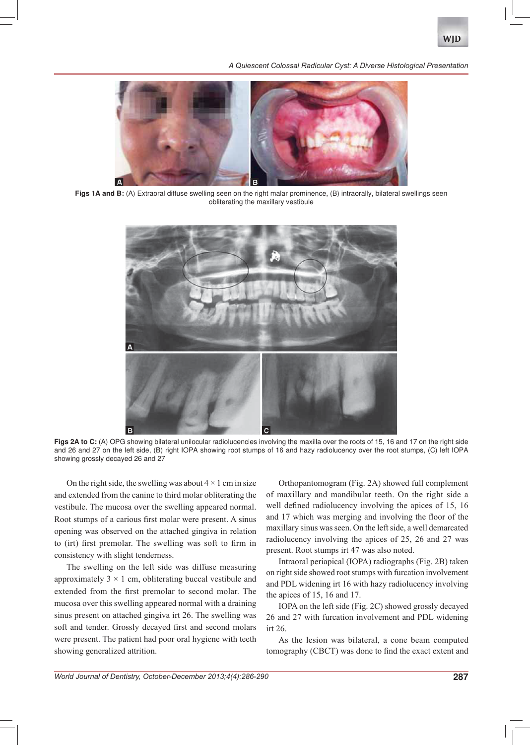**Figs 1A and B:** (A) Extraoral diffuse swelling seen on the right malar prominence, (B) intraorally, bilateral swellings seen obliterating the maxillary vestibule

**Figs 2A to C:** (A) OPG showing bilateral unilocular radiolucencies involving the maxilla over the roots of 15, 16 and 17 on the right side and 26 and 27 on the left side, (B) right IOPA showing root stumps of 16 and hazy radiolucency over the root stumps, (C) left IOPA showing grossly decayed 26 and 27

On the right side, the swelling was about 4 × 1 cm in size and extended from the canine to third molar obliterating the vestibule. The mucosa over the swelling appeared normal. Root stumps of a carious first molar were present. A sinus opening was observed on the attached gingiva in relation to (irt) first premolar. The swelling was soft to firm in consistency with slight tenderness.

The swelling on the left side was diffuse measuring approximately 3 × 1 cm, obliterating buccal vestibule and extended from the first premolar to second molar. The mucosa over this swelling appeared normal with a draining sinus present on attached gingiva irt 26. The swelling was soft and tender. Grossly decayed first and second molars were present. The patient had poor oral hygiene with teeth showing generalized attrition.

Orthopantomogram (Fig. 2A) showed full complement of maxillary and mandibular teeth. On the right side a well defined radiolucency involving the apices of 15, 16 and 17 which was merging and involving the floor of the maxillary sinus was seen. On the left side, a well demarcated radiolucency involving the apices of 25, 26 and 27 was present. Root stumps irt 47 was also noted.

Intraoral periapical (IOPA) radiographs (Fig. 2B) taken on right side showed root stumps with furcation involvement and PDL widening irt 16 with hazy radiolucency involving the apices of 15, 16 and 17.

IOPA on the left side (Fig. 2C) showed grossly decayed 26 and 27 with furcation involvement and PDL widening irt 26.

As the lesion was bilateral, a cone beam computed tomography (CBCT) was done to find the exact extent and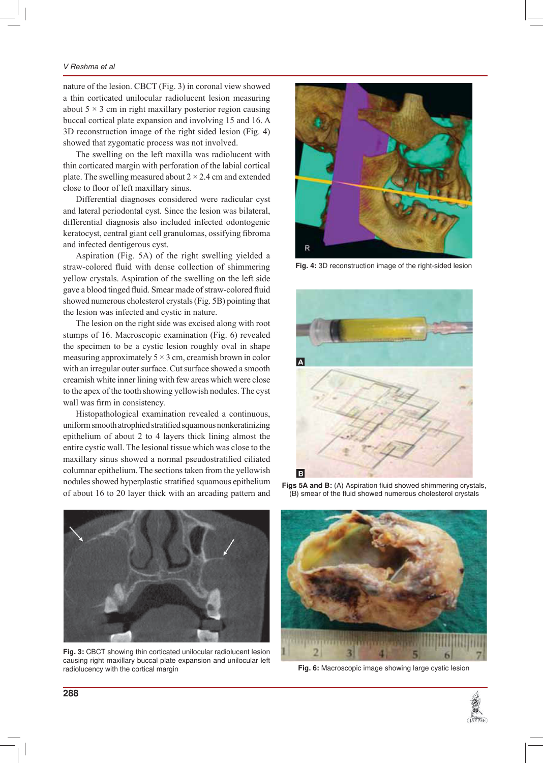nature of the lesion. CBCT (Fig. 3) in coronal view showed a thin corticated unilocular radiolucent lesion measuring about 5 × 3 cm in right maxillary posterior region causing buccal cortical plate expansion and involving 15 and 16. A 3D reconstruction image of the right sided lesion (Fig. 4) showed that zygomatic process was not involved.

The swelling on the left maxilla was radiolucent with thin corticated margin with perforation of the labial cortical plate. The swelling measured about 2 × 2.4 cm and extended close to floor of left maxillary sinus.

Differential diagnoses considered were radicular cyst and lateral periodontal cyst. Since the lesion was bilateral, differential diagnosis also included infected odontogenic keratocyst, central giant cell granulomas, ossifying fibroma and infected dentigerous cyst.

Aspiration (Fig. 5A) of the right swelling yielded a straw-colored fluid with dense collection of shimmering yellow crystals. Aspiration of the swelling on the left side gave a blood tinged fluid. Smear made of straw-colored fluid showed numerous cholesterol crystals (Fig. 5B) pointing that the lesion was infected and cystic in nature.

The lesion on the right side was excised along with root stumps of 16. Macroscopic examination (Fig. 6) revealed the specimen to be a cystic lesion roughly oval in shape measuring approximately 5 × 3 cm, creamish brown in color with an irregular outer surface. Cut surface showed a smooth creamish white inner lining with few areas which were close to the apex of the tooth showing yellowish nodules. The cyst wall was firm in consistency.

Histopathological examination revealed a continuous, uniform smooth atrophied stratified squamous nonkeratinizing epithelium of about 2 to 4 layers thick lining almost the entire cystic wall. The lesional tissue which was close to the maxillary sinus showed a normal pseudostratified ciliated columnar epithelium. The sections taken from the yellowish nodules showed hyperplastic stratified squamous epithelium of about 16 to 20 layer thick with an arcading pattern and

**Fig. 4:** 3D reconstruction image of the right-sided lesion

**Figs 5A and B:** (A) Aspiration fluid showed shimmering crystals, (B) smear of the fluid showed numerous cholesterol crystals

**Fig. 3:** CBCT showing thin corticated unilocular radiolucent lesion causing right maxillary buccal plate expansion and unilocular left radiolucency with the cortical margin

**Fig. 6:** Macroscopic image showing large cystic lesion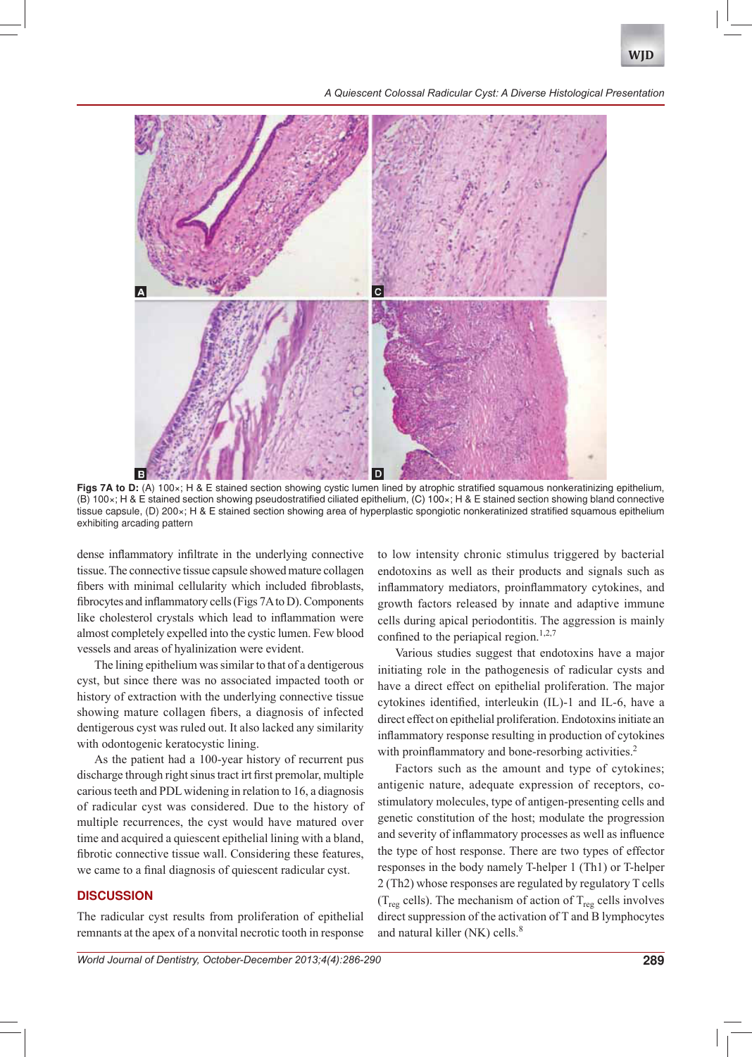Figs 7A to D: (A) 100×; H & E stained section showing cystic lumen lined by atrophic stratified squamous nonkeratinizing epithelium, (B) 100×; H & E stained section showing pseudostratified ciliated epithelium, (C) 100×; H & E stained section showing bland connective tissue capsule, (D) 200×; H & E stained section showing area of hyperplastic spongiotic nonkeratinized stratified squamous epithelium exhibiting arcading pattern

dense inflammatory infiltrate in the underlying connective tissue. The connective tissue capsule showed mature collagen fibers with minimal cellularity which included fibroblasts, fibrocytes and inflammatory cells (Figs 7A to D). Components like cholesterol crystals which lead to inflammation were almost completely expelled into the cystic lumen. Few blood vessels and areas of hyalinization were evident.

The lining epithelium was similar to that of a dentigerous cyst, but since there was no associated impacted tooth or history of extraction with the underlying connective tissue showing mature collagen fibers, a diagnosis of infected dentigerous cyst was ruled out. It also lacked any similarity with odontogenic keratocystic lining.

As the patient had a 100-year history of recurrent pus discharge through right sinus tract irt first premolar, multiple carious teeth and PDL widening in relation to 16, a diagnosis of radicular cyst was considered. Due to the history of multiple recurrences, the cyst would have matured over time and acquired a quiescent epithelial lining with a bland, fibrotic connective tissue wall. Considering these features, we came to a final diagnosis of quiescent radicular cyst.

## DISCUSSION

The radicular cyst results from proliferation of epithelial remnants at the apex of a nonvital necrotic tooth in response to low intensity chronic stimulus triggered by bacterial endotoxins as well as their products and signals such as inflammatory mediators, proinflammatory cytokines, and growth factors released by innate and adaptive immune cells during apical periodontitis. The aggression is mainly confined to the periapical region.[1,2,7]

Various studies suggest that endotoxins have a major initiating role in the pathogenesis of radicular cysts and have a direct effect on epithelial proliferation. The major cytokines identified, interleukin (IL)-1 and IL-6, have a direct effect on epithelial proliferation. Endotoxins initiate an inflammatory response resulting in production of cytokines with proinflammatory and bone-resorbing activities.[2]

Factors such as the amount and type of cytokines; antigenic nature, adequate expression of receptors, co-stimulatory molecules, type of antigen-presenting cells and genetic constitution of the host; modulate the progression and severity of inflammatory processes as well as influence the type of host response. There are two types of effector responses in the body namely T-helper 1 (Th1) or T-helper 2 (Th2) whose responses are regulated by regulatory T cells ($T_{reg}$ cells). The mechanism of action of $T_{reg}$ cells involves direct suppression of the activation of T and B lymphocytes and natural killer (NK) cells.[8]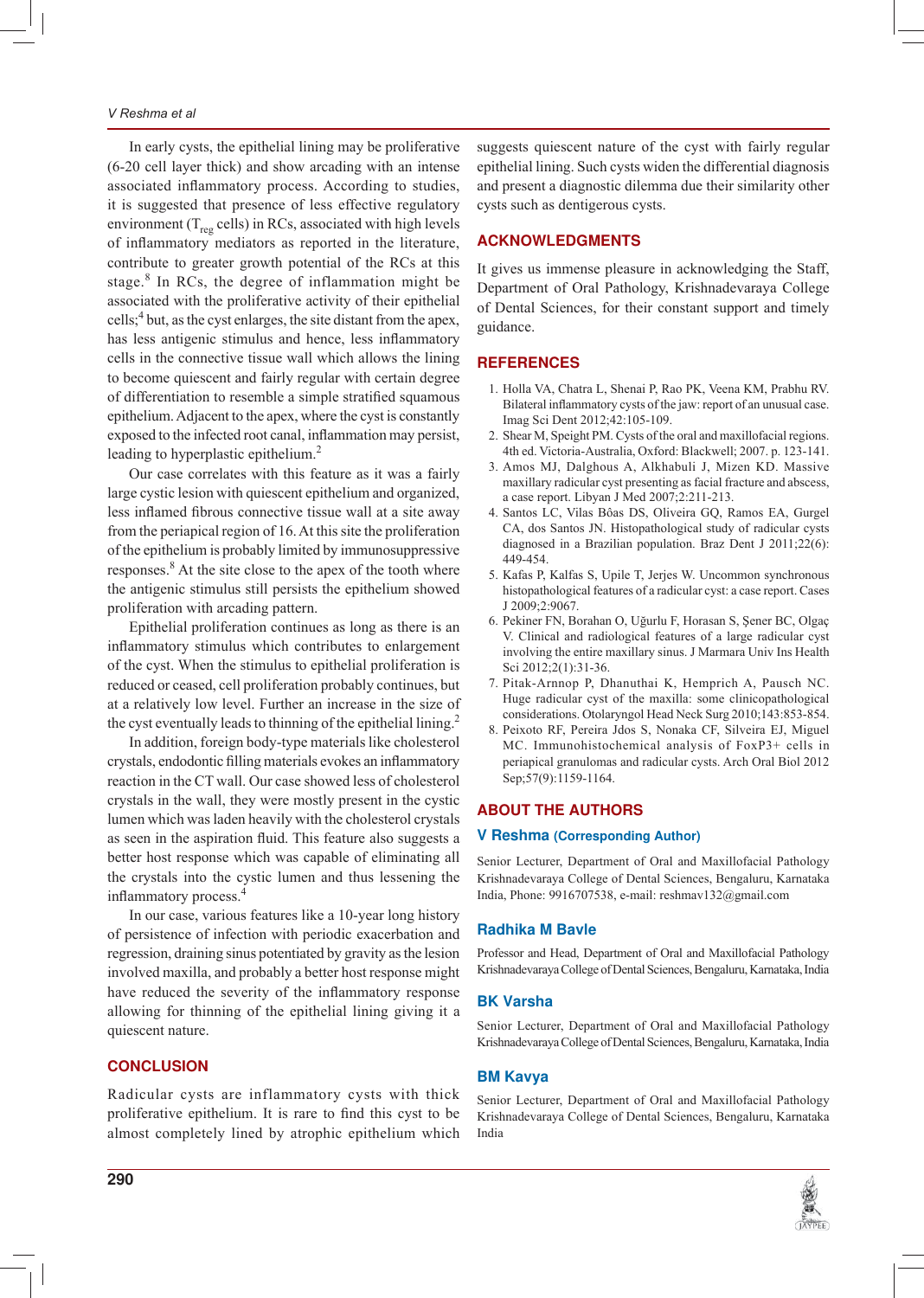In early cysts, the epithelial lining may be proliferative (6-20 cell layer thick) and show arcading with an intense associated inflammatory process. According to studies, it is suggested that presence of less effective regulatory environment ($T_{reg}$ cells) in RCs, associated with high levels of inflammatory mediators as reported in the literature, contribute to greater growth potential of the RCs at this stage.[8] In RCs, the degree of inflammation might be associated with the proliferative activity of their epithelial cells;[4] but, as the cyst enlarges, the site distant from the apex, has less antigenic stimulus and hence, less inflammatory cells in the connective tissue wall which allows the lining to become quiescent and fairly regular with certain degree of differentiation to resemble a simple stratified squamous epithelium. Adjacent to the apex, where the cyst is constantly exposed to the infected root canal, inflammation may persist, leading to hyperplastic epithelium.[2]

Our case correlates with this feature as it was a fairly large cystic lesion with quiescent epithelium and organized, less inflamed fibrous connective tissue wall at a site away from the periapical region of 16. At this site the proliferation of the epithelium is probably limited by immunosuppressive responses.[8] At the site close to the apex of the tooth where the antigenic stimulus still persists the epithelium showed proliferation with arcading pattern.

Epithelial proliferation continues as long as there is an inflammatory stimulus which contributes to enlargement of the cyst. When the stimulus to epithelial proliferation is reduced or ceased, cell proliferation probably continues, but at a relatively low level. Further an increase in the size of the cyst eventually leads to thinning of the epithelial lining.[2]

In addition, foreign body-type materials like cholesterol crystals, endodontic filling materials evokes an inflammatory reaction in the CT wall. Our case showed less of cholesterol crystals in the wall, they were mostly present in the cystic lumen which was laden heavily with the cholesterol crystals as seen in the aspiration fluid. This feature also suggests a better host response which was capable of eliminating all the crystals into the cystic lumen and thus lessening the inflammatory process.[4]

In our case, various features like a 10-year long history of persistence of infection with periodic exacerbation and regression, draining sinus potentiated by gravity as the lesion involved maxilla, and probably a better host response might have reduced the severity of the inflammatory response allowing for thinning of the epithelial lining giving it a quiescent nature.

## CONCLUSION

Radicular cysts are inflammatory cysts with thick proliferative epithelium. It is rare to find this cyst to be almost completely lined by atrophic epithelium which suggests quiescent nature of the cyst with fairly regular epithelial lining. Such cysts widen the differential diagnosis and present a diagnostic dilemma due their similarity other cysts such as dentigerous cysts.

## ACKNOWLEDGMENTS

It gives us immense pleasure in acknowledging the Staff, Department of Oral Pathology, Krishnadevaraya College of Dental Sciences, for their constant support and timely guidance.

## REFERENCES

1. Holla VA, Chatra L, Shenai P, Rao PK, Veena KM, Prabhu RV. Bilateral inflammatory cysts of the jaw: report of an unusual case. Imag Sci Dent 2012;42:105-109.
2. Shear M, Speight PM. Cysts of the oral and maxillofacial regions. 4th ed. Victoria-Australia, Oxford: Blackwell; 2007. p. 123-141.
3. Amos MJ, Dalghous A, Alkhabuli J, Mizen KD. Massive maxillary radicular cyst presenting as facial fracture and abscess, a case report. Libyan J Med 2007;2:211-213.
4. Santos LC, Vilas Bôas DS, Oliveira GQ, Ramos EA, Gurgel CA, dos Santos JN. Histopathological study of radicular cysts diagnosed in a Brazilian population. Braz Dent J 2011;22(6): 449-454.
5. Kafas P, Kalfas S, Upile T, Jerjes W. Uncommon synchronous histopathological features of a radicular cyst: a case report. Cases J 2009;2:9067.
6. Pekiner FN, Borahan O, Uğurlu F, Horasan S, Şener BC, Olgaç V. Clinical and radiological features of a large radicular cyst involving the entire maxillary sinus. J Marmara Univ Ins Health Sci 2012;2(1):31-36.
7. Pitak-Arnnop P, Dhanuthai K, Hemprich A, Pausch NC. Huge radicular cyst of the maxilla: some clinicopathological considerations. Otolaryngol Head Neck Surg 2010;143:853-854.
8. Peixoto RF, Pereira Jdos S, Nonaka CF, Silveira EJ, Miguel MC. Immunohistochemical analysis of FoxP3+ cells in periapical granulomas and radicular cysts. Arch Oral Biol 2012 Sep;57(9):1159-1164.

## ABOUT THE AUTHORS

### V Reshma (Corresponding Author)

Senior Lecturer, Department of Oral and Maxillofacial Pathology Krishnadevaraya College of Dental Sciences, Bengaluru, Karnataka India, Phone: 9916707538, e-mail: reshmav132@gmail.com

### Radhika M Bavle

Professor and Head, Department of Oral and Maxillofacial Pathology Krishnadevaraya College of Dental Sciences, Bengaluru, Karnataka, India

### BK Varsha

Senior Lecturer, Department of Oral and Maxillofacial Pathology Krishnadevaraya College of Dental Sciences, Bengaluru, Karnataka, India

### BM Kavya

Senior Lecturer, Department of Oral and Maxillofacial Pathology Krishnadevaraya College of Dental Sciences, Bengaluru, Karnataka India